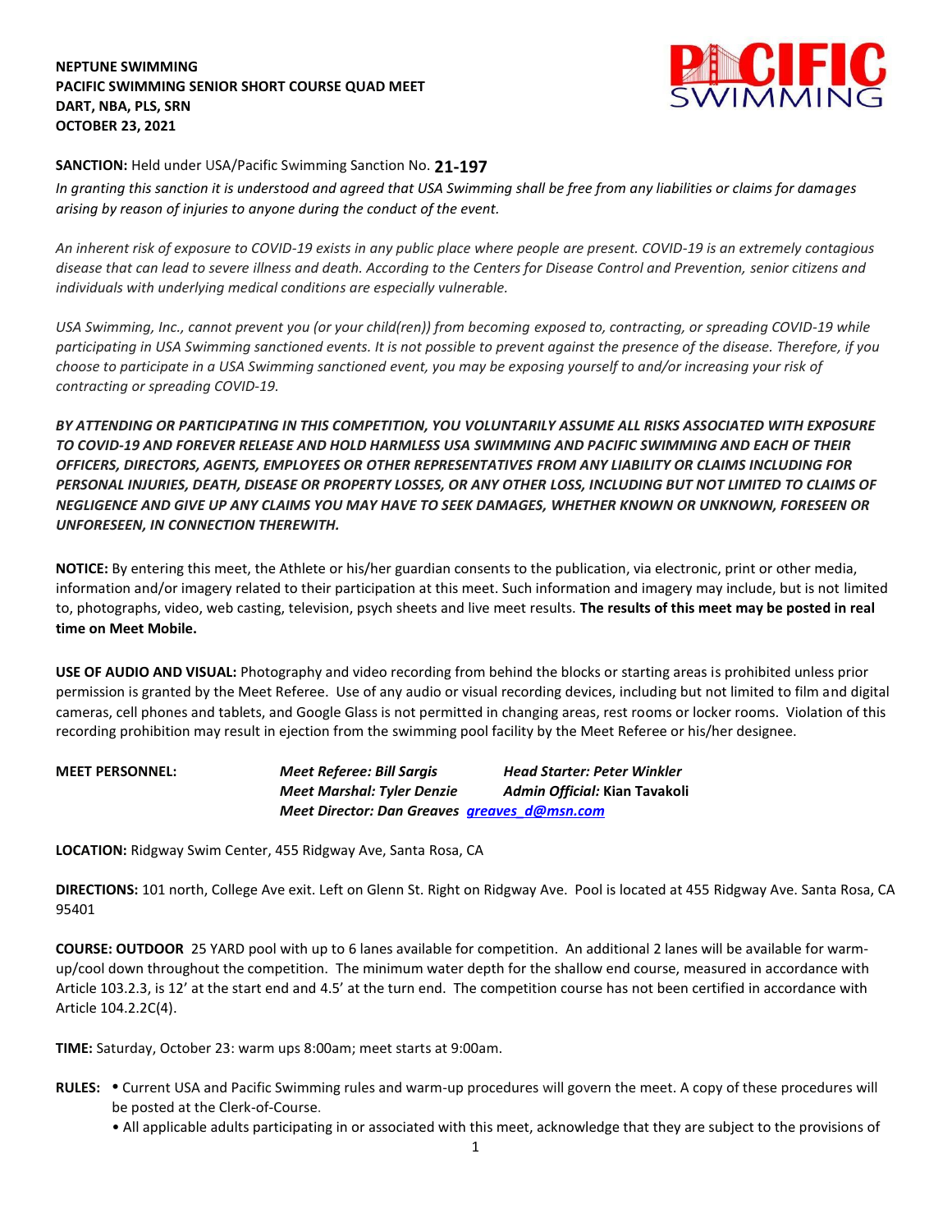**NEPTUNE SWIMMING**
**PACIFIC SWIMMING SENIOR SHORT COURSE QUAD MEET**
**DART, NBA, PLS, SRN**
**OCTOBER 23, 2021**

**SANCTION:** Held under USA/Pacific Swimming Sanction No. **21-197**

*In granting this sanction it is understood and agreed that USA Swimming shall be free from any liabilities or claims for damages arising by reason of injuries to anyone during the conduct of the event.*

*An inherent risk of exposure to COVID-19 exists in any public place where people are present. COVID-19 is an extremely contagious disease that can lead to severe illness and death. According to the Centers for Disease Control and Prevention, senior citizens and individuals with underlying medical conditions are especially vulnerable.*

*USA Swimming, Inc., cannot prevent you (or your child(ren)) from becoming exposed to, contracting, or spreading COVID-19 while participating in USA Swimming sanctioned events. It is not possible to prevent against the presence of the disease. Therefore, if you choose to participate in a USA Swimming sanctioned event, you may be exposing yourself to and/or increasing your risk of contracting or spreading COVID-19.*

***BY ATTENDING OR PARTICIPATING IN THIS COMPETITION, YOU VOLUNTARILY ASSUME ALL RISKS ASSOCIATED WITH EXPOSURE TO COVID-19 AND FOREVER RELEASE AND HOLD HARMLESS USA SWIMMING AND PACIFIC SWIMMING AND EACH OF THEIR OFFICERS, DIRECTORS, AGENTS, EMPLOYEES OR OTHER REPRESENTATIVES FROM ANY LIABILITY OR CLAIMS INCLUDING FOR PERSONAL INJURIES, DEATH, DISEASE OR PROPERTY LOSSES, OR ANY OTHER LOSS, INCLUDING BUT NOT LIMITED TO CLAIMS OF NEGLIGENCE AND GIVE UP ANY CLAIMS YOU MAY HAVE TO SEEK DAMAGES, WHETHER KNOWN OR UNKNOWN, FORESEEN OR UNFORESEEN, IN CONNECTION THEREWITH.***

**NOTICE:** By entering this meet, the Athlete or his/her guardian consents to the publication, via electronic, print or other media, information and/or imagery related to their participation at this meet. Such information and imagery may include, but is not limited to, photographs, video, web casting, television, psych sheets and live meet results. **The results of this meet may be posted in real time on Meet Mobile.**

**USE OF AUDIO AND VISUAL:** Photography and video recording from behind the blocks or starting areas is prohibited unless prior permission is granted by the Meet Referee. Use of any audio or visual recording devices, including but not limited to film and digital cameras, cell phones and tablets, and Google Glass is not permitted in changing areas, rest rooms or locker rooms. Violation of this recording prohibition may result in ejection from the swimming pool facility by the Meet Referee or his/her designee.

**MEET PERSONNEL:**
***Meet Referee: Bill Sargis*** — ***Head Starter: Peter Winkler***
***Meet Marshal: Tyler Denzie*** — ***Admin Official:* Kian Tavakoli**
***Meet Director: Dan Greaves*** [greaves_d@msn.com](mailto:greaves_d@msn.com)

**LOCATION:** Ridgway Swim Center, 455 Ridgway Ave, Santa Rosa, CA

**DIRECTIONS:** 101 north, College Ave exit. Left on Glenn St. Right on Ridgway Ave. Pool is located at 455 Ridgway Ave. Santa Rosa, CA 95401

**COURSE: OUTDOOR** 25 YARD pool with up to 6 lanes available for competition. An additional 2 lanes will be available for warm-up/cool down throughout the competition. The minimum water depth for the shallow end course, measured in accordance with Article 103.2.3, is 12' at the start end and 4.5' at the turn end. The competition course has not been certified in accordance with Article 104.2.2C(4).

**TIME:** Saturday, October 23: warm ups 8:00am; meet starts at 9:00am.

**RULES:**
- Current USA and Pacific Swimming rules and warm-up procedures will govern the meet. A copy of these procedures will be posted at the Clerk-of-Course.
- All applicable adults participating in or associated with this meet, acknowledge that they are subject to the provisions of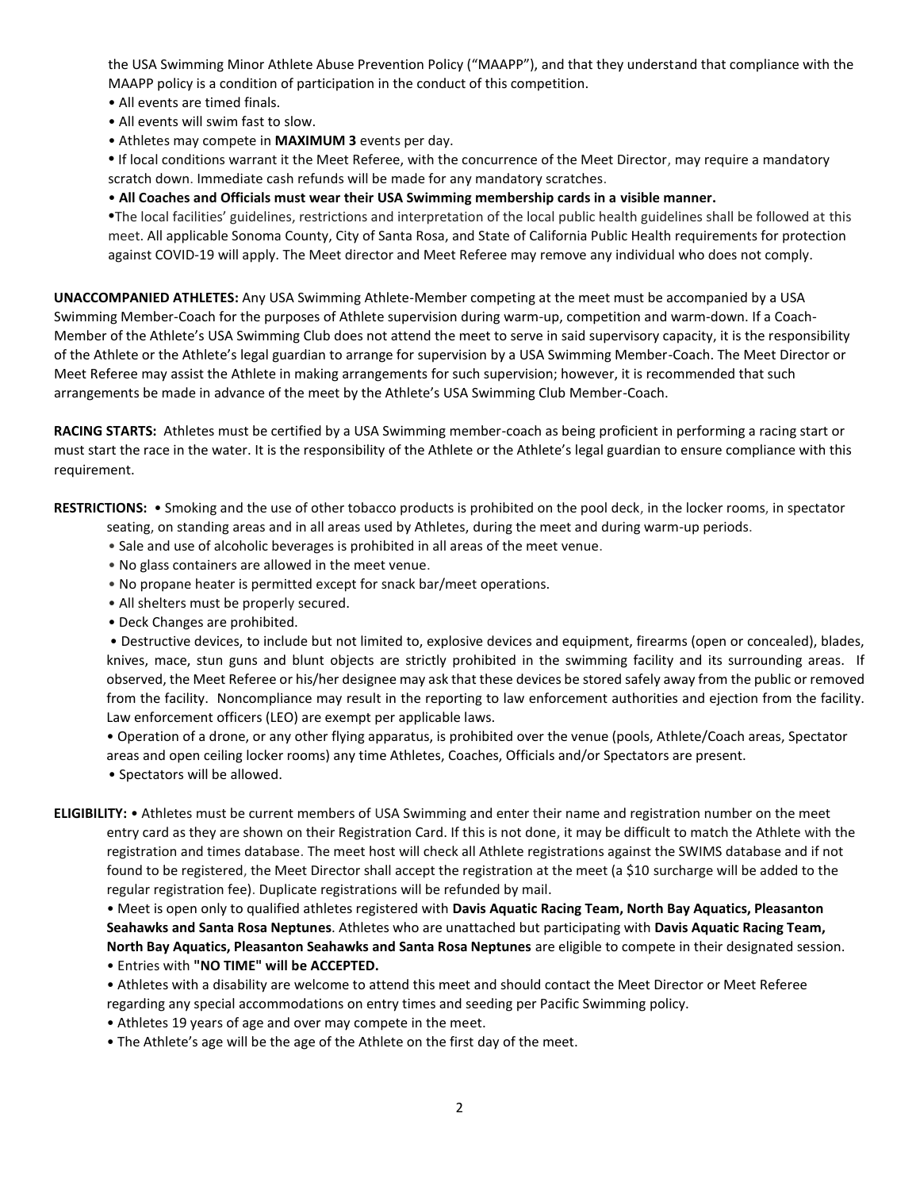the USA Swimming Minor Athlete Abuse Prevention Policy ("MAAPP"), and that they understand that compliance with the MAAPP policy is a condition of participation in the conduct of this competition.

- All events are timed finals.
- All events will swim fast to slow.
- Athletes may compete in **MAXIMUM 3** events per day.
- If local conditions warrant it the Meet Referee, with the concurrence of the Meet Director, may require a mandatory scratch down. Immediate cash refunds will be made for any mandatory scratches.
- **All Coaches and Officials must wear their USA Swimming membership cards in a visible manner.**
- The local facilities' guidelines, restrictions and interpretation of the local public health guidelines shall be followed at this meet. All applicable Sonoma County, City of Santa Rosa, and State of California Public Health requirements for protection against COVID-19 will apply. The Meet director and Meet Referee may remove any individual who does not comply.

**UNACCOMPANIED ATHLETES:** Any USA Swimming Athlete-Member competing at the meet must be accompanied by a USA Swimming Member-Coach for the purposes of Athlete supervision during warm-up, competition and warm-down. If a Coach-Member of the Athlete's USA Swimming Club does not attend the meet to serve in said supervisory capacity, it is the responsibility of the Athlete or the Athlete's legal guardian to arrange for supervision by a USA Swimming Member-Coach. The Meet Director or Meet Referee may assist the Athlete in making arrangements for such supervision; however, it is recommended that such arrangements be made in advance of the meet by the Athlete's USA Swimming Club Member-Coach.

**RACING STARTS:** Athletes must be certified by a USA Swimming member-coach as being proficient in performing a racing start or must start the race in the water. It is the responsibility of the Athlete or the Athlete's legal guardian to ensure compliance with this requirement.

**RESTRICTIONS:**

- Smoking and the use of other tobacco products is prohibited on the pool deck, in the locker rooms, in spectator seating, on standing areas and in all areas used by Athletes, during the meet and during warm-up periods.
- Sale and use of alcoholic beverages is prohibited in all areas of the meet venue.
- No glass containers are allowed in the meet venue.
- No propane heater is permitted except for snack bar/meet operations.
- All shelters must be properly secured.
- Deck Changes are prohibited.
- Destructive devices, to include but not limited to, explosive devices and equipment, firearms (open or concealed), blades, knives, mace, stun guns and blunt objects are strictly prohibited in the swimming facility and its surrounding areas. If observed, the Meet Referee or his/her designee may ask that these devices be stored safely away from the public or removed from the facility. Noncompliance may result in the reporting to law enforcement authorities and ejection from the facility. Law enforcement officers (LEO) are exempt per applicable laws.
- Operation of a drone, or any other flying apparatus, is prohibited over the venue (pools, Athlete/Coach areas, Spectator areas and open ceiling locker rooms) any time Athletes, Coaches, Officials and/or Spectators are present.
- Spectators will be allowed.

**ELIGIBILITY:**

- Athletes must be current members of USA Swimming and enter their name and registration number on the meet entry card as they are shown on their Registration Card. If this is not done, it may be difficult to match the Athlete with the registration and times database. The meet host will check all Athlete registrations against the SWIMS database and if not found to be registered, the Meet Director shall accept the registration at the meet (a $10 surcharge will be added to the regular registration fee). Duplicate registrations will be refunded by mail.
- Meet is open only to qualified athletes registered with **Davis Aquatic Racing Team, North Bay Aquatics, Pleasanton Seahawks and Santa Rosa Neptunes**. Athletes who are unattached but participating with **Davis Aquatic Racing Team, North Bay Aquatics, Pleasanton Seahawks and Santa Rosa Neptunes** are eligible to compete in their designated session.
- Entries with **"NO TIME" will be ACCEPTED.**
- Athletes with a disability are welcome to attend this meet and should contact the Meet Director or Meet Referee regarding any special accommodations on entry times and seeding per Pacific Swimming policy.
- Athletes 19 years of age and over may compete in the meet.
- The Athlete's age will be the age of the Athlete on the first day of the meet.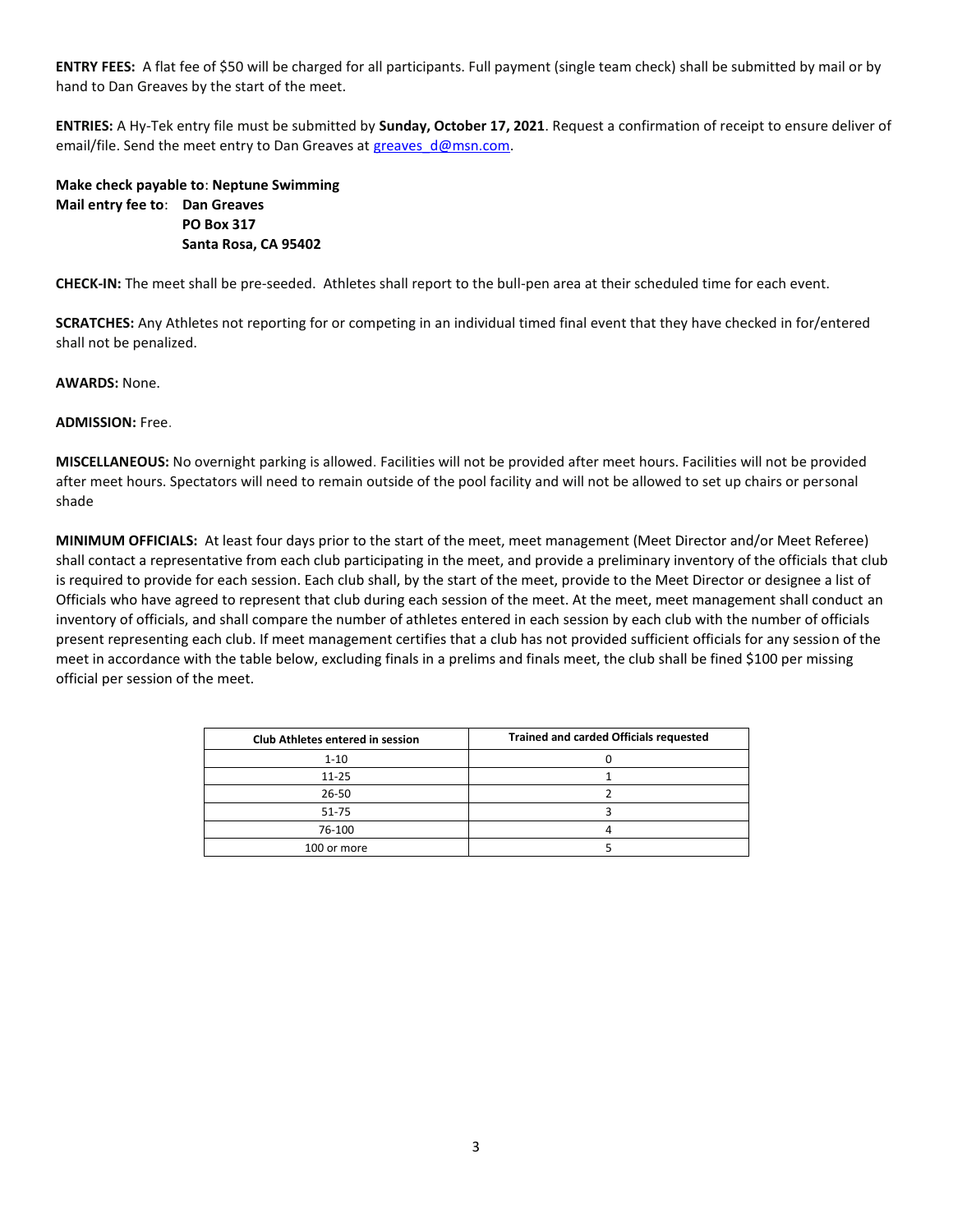**ENTRY FEES:** A flat fee of $50 will be charged for all participants. Full payment (single team check) shall be submitted by mail or by hand to Dan Greaves by the start of the meet.

**ENTRIES:** A Hy-Tek entry file must be submitted by **Sunday, October 17, 2021**. Request a confirmation of receipt to ensure deliver of email/file. Send the meet entry to Dan Greaves at greaves_d@msn.com.

**Make check payable to**: **Neptune Swimming**
**Mail entry fee to**: **Dan Greaves**
**PO Box 317**
**Santa Rosa, CA 95402**

**CHECK-IN:** The meet shall be pre-seeded. Athletes shall report to the bull-pen area at their scheduled time for each event.

**SCRATCHES:** Any Athletes not reporting for or competing in an individual timed final event that they have checked in for/entered shall not be penalized.

**AWARDS:** None.

**ADMISSION:** Free.

**MISCELLANEOUS:** No overnight parking is allowed. Facilities will not be provided after meet hours. Facilities will not be provided after meet hours. Spectators will need to remain outside of the pool facility and will not be allowed to set up chairs or personal shade

**MINIMUM OFFICIALS:** At least four days prior to the start of the meet, meet management (Meet Director and/or Meet Referee) shall contact a representative from each club participating in the meet, and provide a preliminary inventory of the officials that club is required to provide for each session. Each club shall, by the start of the meet, provide to the Meet Director or designee a list of Officials who have agreed to represent that club during each session of the meet. At the meet, meet management shall conduct an inventory of officials, and shall compare the number of athletes entered in each session by each club with the number of officials present representing each club. If meet management certifies that a club has not provided sufficient officials for any session of the meet in accordance with the table below, excluding finals in a prelims and finals meet, the club shall be fined $100 per missing official per session of the meet.

| Club Athletes entered in session | Trained and carded Officials requested |
|---|---|
| 1-10 | 0 |
| 11-25 | 1 |
| 26-50 | 2 |
| 51-75 | 3 |
| 76-100 | 4 |
| 100 or more | 5 |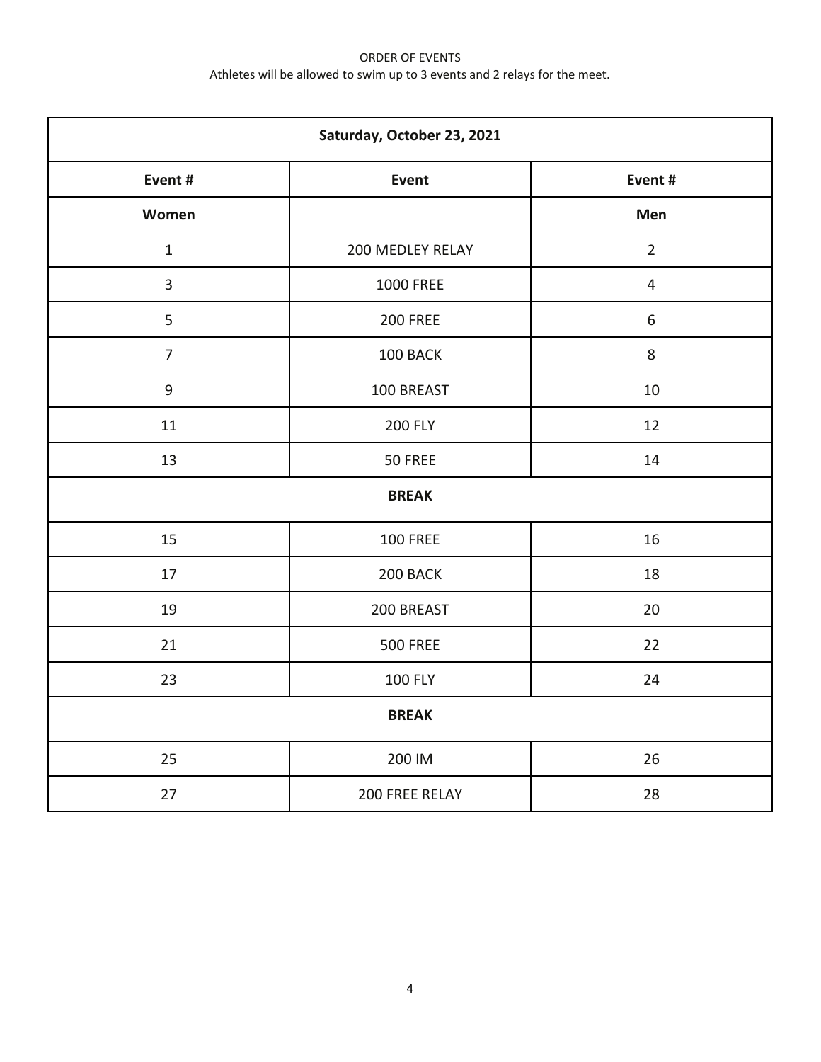ORDER OF EVENTS

Athletes will be allowed to swim up to 3 events and 2 relays for the meet.

| Saturday, October 23, 2021 | | |
|---|---|---|
| **Event #** | **Event** | **Event #** |
| **Women** | | **Men** |
| 1 | 200 MEDLEY RELAY | 2 |
| 3 | 1000 FREE | 4 |
| 5 | 200 FREE | 6 |
| 7 | 100 BACK | 8 |
| 9 | 100 BREAST | 10 |
| 11 | 200 FLY | 12 |
| 13 | 50 FREE | 14 |
| | **BREAK** | |
| 15 | 100 FREE | 16 |
| 17 | 200 BACK | 18 |
| 19 | 200 BREAST | 20 |
| 21 | 500 FREE | 22 |
| 23 | 100 FLY | 24 |
| | **BREAK** | |
| 25 | 200 IM | 26 |
| 27 | 200 FREE RELAY | 28 |